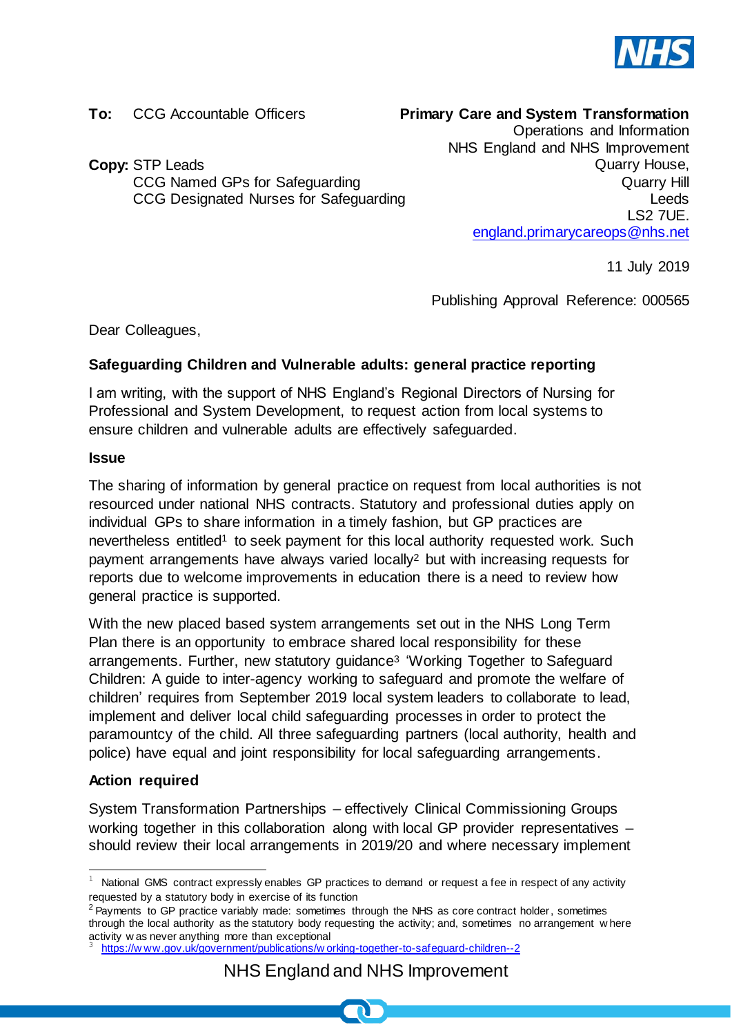**To:** CCG Accountable Officers

**Copy:** STP Leads
CCG Named GPs for Safeguarding
CCG Designated Nurses for Safeguarding

**Primary Care and System Transformation**
Operations and Information
NHS England and NHS Improvement
Quarry House,
Quarry Hill
Leeds
LS2 7UE.
england.primarycareops@nhs.net

11 July 2019

Publishing Approval Reference: 000565

Dear Colleagues,

**Safeguarding Children and Vulnerable adults: general practice reporting**

I am writing, with the support of NHS England's Regional Directors of Nursing for Professional and System Development, to request action from local systems to ensure children and vulnerable adults are effectively safeguarded.

**Issue**

The sharing of information by general practice on request from local authorities is not resourced under national NHS contracts. Statutory and professional duties apply on individual GPs to share information in a timely fashion, but GP practices are nevertheless entitled[1] to seek payment for this local authority requested work. Such payment arrangements have always varied locally[2] but with increasing requests for reports due to welcome improvements in education there is a need to review how general practice is supported.

With the new placed based system arrangements set out in the NHS Long Term Plan there is an opportunity to embrace shared local responsibility for these arrangements. Further, new statutory guidance[3] 'Working Together to Safeguard Children: A guide to inter-agency working to safeguard and promote the welfare of children' requires from September 2019 local system leaders to collaborate to lead, implement and deliver local child safeguarding processes in order to protect the paramountcy of the child. All three safeguarding partners (local authority, health and police) have equal and joint responsibility for local safeguarding arrangements.

**Action required**

System Transformation Partnerships – effectively Clinical Commissioning Groups working together in this collaboration along with local GP provider representatives – should review their local arrangements in 2019/20 and where necessary implement

---

[1] National GMS contract expressly enables GP practices to demand or request a fee in respect of any activity requested by a statutory body in exercise of its function

[2] Payments to GP practice variably made: sometimes through the NHS as core contract holder, sometimes through the local authority as the statutory body requesting the activity; and, sometimes no arrangement where activity was never anything more than exceptional

[3] https://www.gov.uk/government/publications/working-together-to-safeguard-children--2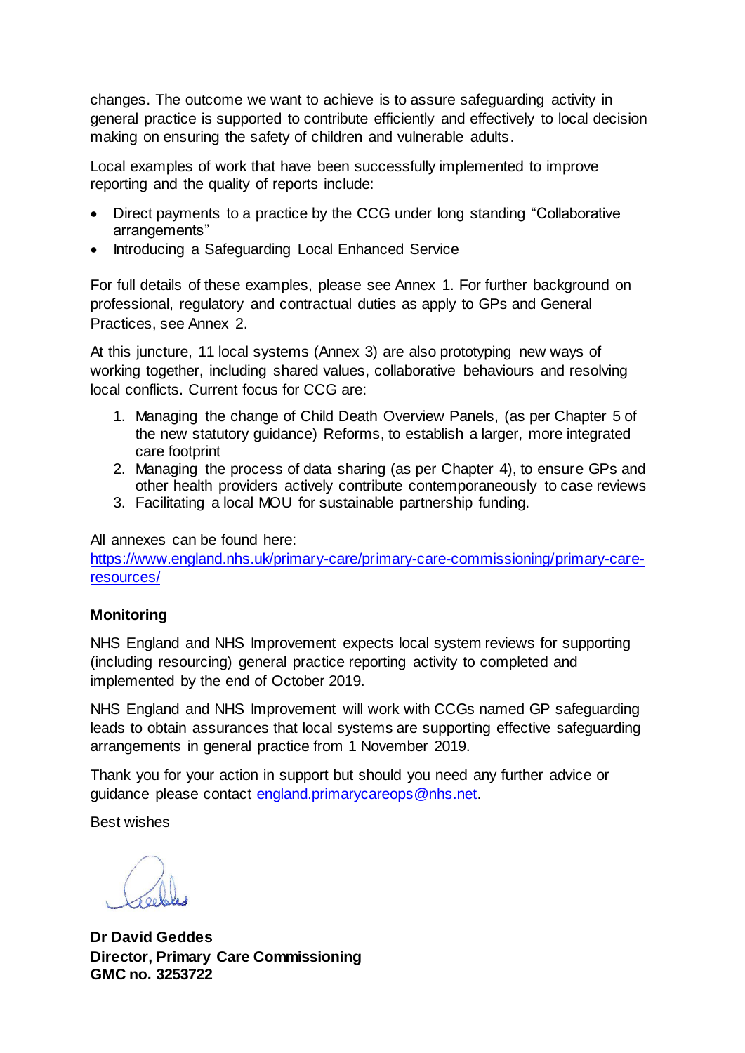changes. The outcome we want to achieve is to assure safeguarding activity in general practice is supported to contribute efficiently and effectively to local decision making on ensuring the safety of children and vulnerable adults.

Local examples of work that have been successfully implemented to improve reporting and the quality of reports include:

- Direct payments to a practice by the CCG under long standing "Collaborative arrangements"
- Introducing a Safeguarding Local Enhanced Service

For full details of these examples, please see Annex 1. For further background on professional, regulatory and contractual duties as apply to GPs and General Practices, see Annex 2.

At this juncture, 11 local systems (Annex 3) are also prototyping new ways of working together, including shared values, collaborative behaviours and resolving local conflicts. Current focus for CCG are:

1. Managing the change of Child Death Overview Panels, (as per Chapter 5 of the new statutory guidance) Reforms, to establish a larger, more integrated care footprint
2. Managing the process of data sharing (as per Chapter 4), to ensure GPs and other health providers actively contribute contemporaneously to case reviews
3. Facilitating a local MOU for sustainable partnership funding.

All annexes can be found here:
[https://www.england.nhs.uk/primary-care/primary-care-commissioning/primary-care-resources/](https://www.england.nhs.uk/primary-care/primary-care-commissioning/primary-care-resources/)

**Monitoring**

NHS England and NHS Improvement expects local system reviews for supporting (including resourcing) general practice reporting activity to completed and implemented by the end of October 2019.

NHS England and NHS Improvement will work with CCGs named GP safeguarding leads to obtain assurances that local systems are supporting effective safeguarding arrangements in general practice from 1 November 2019.

Thank you for your action in support but should you need any further advice or guidance please contact [england.primarycareops@nhs.net](mailto:england.primarycareops@nhs.net).

Best wishes

**Dr David Geddes**
**Director, Primary Care Commissioning**
**GMC no. 3253722**